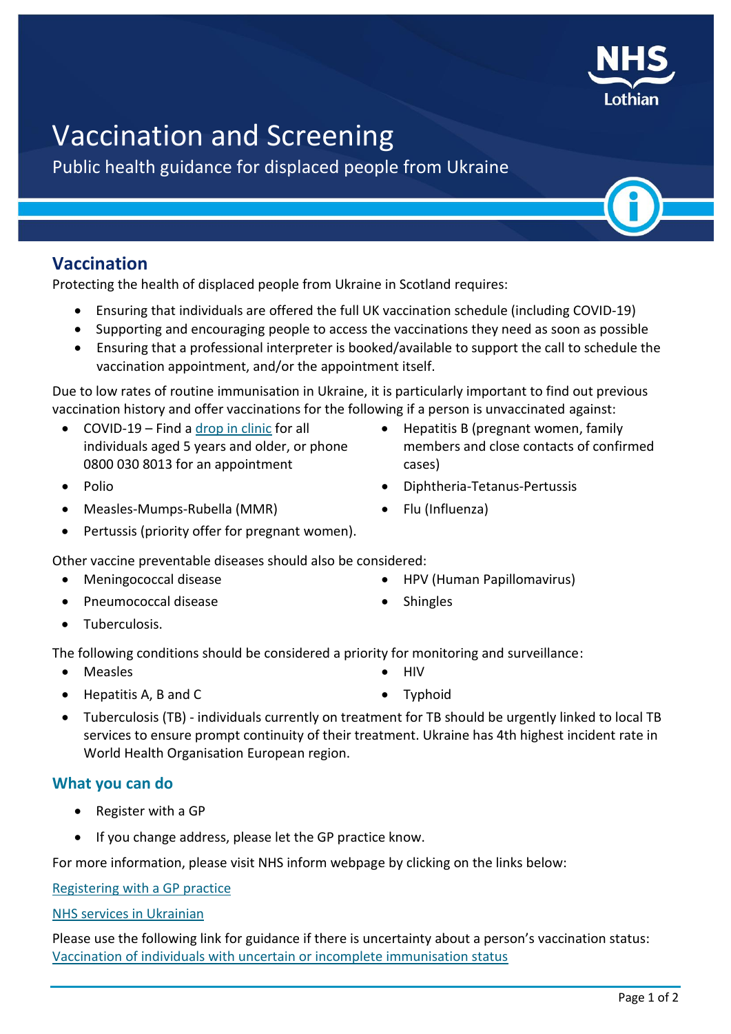# Vaccination and Screening

Public health guidance for displaced people from Ukraine

## Vaccination

Protecting the health of displaced people from Ukraine in Scotland requires:

- Ensuring that individuals are offered the full UK vaccination schedule (including COVID-19)
- Supporting and encouraging people to access the vaccinations they need as soon as possible
- Ensuring that a professional interpreter is booked/available to support the call to schedule the vaccination appointment, and/or the appointment itself.

Due to low rates of routine immunisation in Ukraine, it is particularly important to find out previous vaccination history and offer vaccinations for the following if a person is unvaccinated against:

- COVID-19 – Find a drop in clinic for all individuals aged 5 years and older, or phone 0800 030 8013 for an appointment
- Polio
- Measles-Mumps-Rubella (MMR)
- Pertussis (priority offer for pregnant women).
- Hepatitis B (pregnant women, family members and close contacts of confirmed cases)
- Diphtheria-Tetanus-Pertussis
- Flu (Influenza)

Other vaccine preventable diseases should also be considered:

- Meningococcal disease
- Pneumococcal disease
- Tuberculosis.
- HPV (Human Papillomavirus)
- Shingles

The following conditions should be considered a priority for monitoring and surveillance:

- Measles
- Hepatitis A, B and C
- HIV
- Typhoid
- Tuberculosis (TB) - individuals currently on treatment for TB should be urgently linked to local TB services to ensure prompt continuity of their treatment. Ukraine has 4th highest incident rate in World Health Organisation European region.

### What you can do

- Register with a GP
- If you change address, please let the GP practice know.

For more information, please visit NHS inform webpage by clicking on the links below:

Registering with a GP practice

NHS services in Ukrainian

Please use the following link for guidance if there is uncertainty about a person's vaccination status: Vaccination of individuals with uncertain or incomplete immunisation status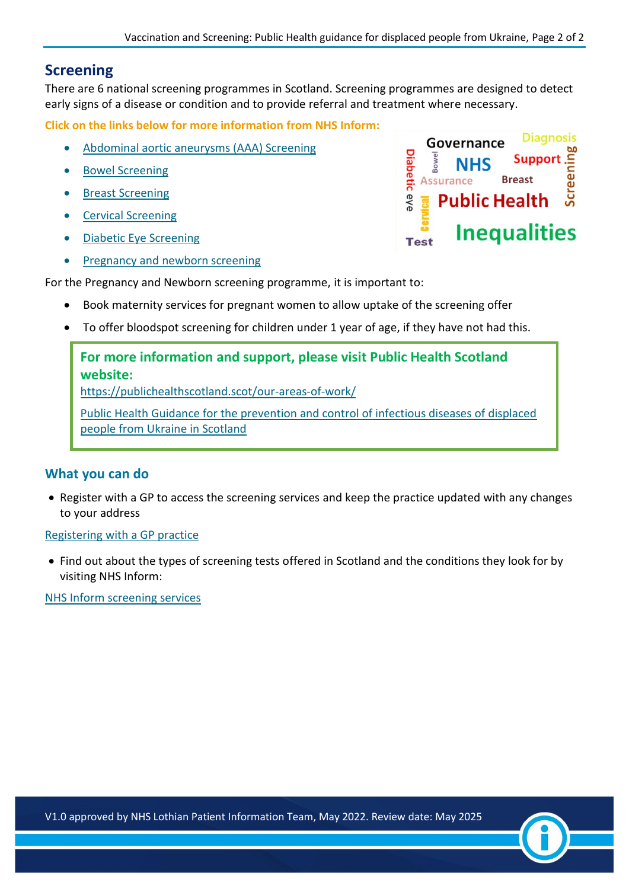## Screening

There are 6 national screening programmes in Scotland. Screening programmes are designed to detect early signs of a disease or condition and to provide referral and treatment where necessary.

**Click on the links below for more information from NHS Inform:**

- Abdominal aortic aneurysms (AAA) Screening
- Bowel Screening
- Breast Screening
- Cervical Screening
- Diabetic Eye Screening
- Pregnancy and newborn screening

For the Pregnancy and Newborn screening programme, it is important to:

- Book maternity services for pregnant women to allow uptake of the screening offer
- To offer bloodspot screening for children under 1 year of age, if they have not had this.

> **For more information and support, please visit Public Health Scotland website:**
>
> https://publichealthscotland.scot/our-areas-of-work/
>
> Public Health Guidance for the prevention and control of infectious diseases of displaced people from Ukraine in Scotland

### What you can do

- Register with a GP to access the screening services and keep the practice updated with any changes to your address

Registering with a GP practice

- Find out about the types of screening tests offered in Scotland and the conditions they look for by visiting NHS Inform:

NHS Inform screening services

V1.0 approved by NHS Lothian Patient Information Team, May 2022. Review date: May 2025